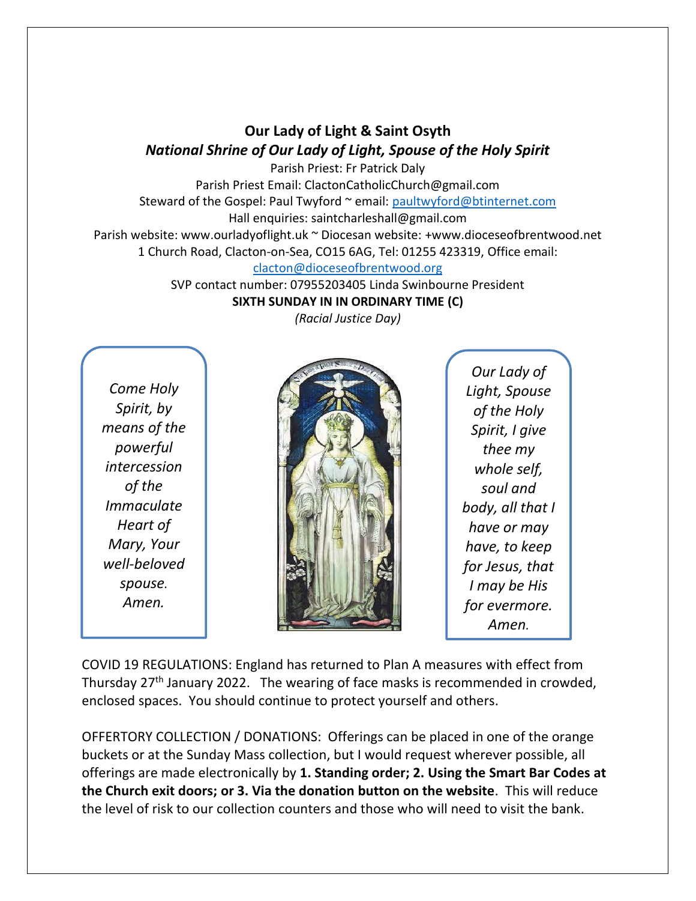## Our Lady of Light & Saint Osyth

### *National Shrine of Our Lady of Light, Spouse of the Holy Spirit*

Parish Priest: Fr Patrick Daly
Parish Priest Email: ClactonCatholicChurch@gmail.com
Steward of the Gospel: Paul Twyford ~ email: paultwyford@btinternet.com
Hall enquiries: saintcharleshall@gmail.com
Parish website: www.ourladyoflight.uk ~ Diocesan website: +www.dioceseofbrentwood.net
1 Church Road, Clacton-on-Sea, CO15 6AG, Tel: 01255 423319, Office email: clacton@dioceseofbrentwood.org
SVP contact number: 07955203405 Linda Swinbourne President

**SIXTH SUNDAY IN IN ORDINARY TIME (C)**

*(Racial Justice Day)*

*Come Holy Spirit, by means of the powerful intercession of the Immaculate Heart of Mary, Your well-beloved spouse. Amen.*

*Our Lady of Light, Spouse of the Holy Spirit, I give thee my whole self, soul and body, all that I have or may have, to keep for Jesus, that I may be His for evermore. Amen.*

COVID 19 REGULATIONS: England has returned to Plan A measures with effect from Thursday 27th January 2022. The wearing of face masks is recommended in crowded, enclosed spaces. You should continue to protect yourself and others.

OFFERTORY COLLECTION / DONATIONS: Offerings can be placed in one of the orange buckets or at the Sunday Mass collection, but I would request wherever possible, all offerings are made electronically by **1. Standing order; 2. Using the Smart Bar Codes at the Church exit doors; or 3. Via the donation button on the website**. This will reduce the level of risk to our collection counters and those who will need to visit the bank.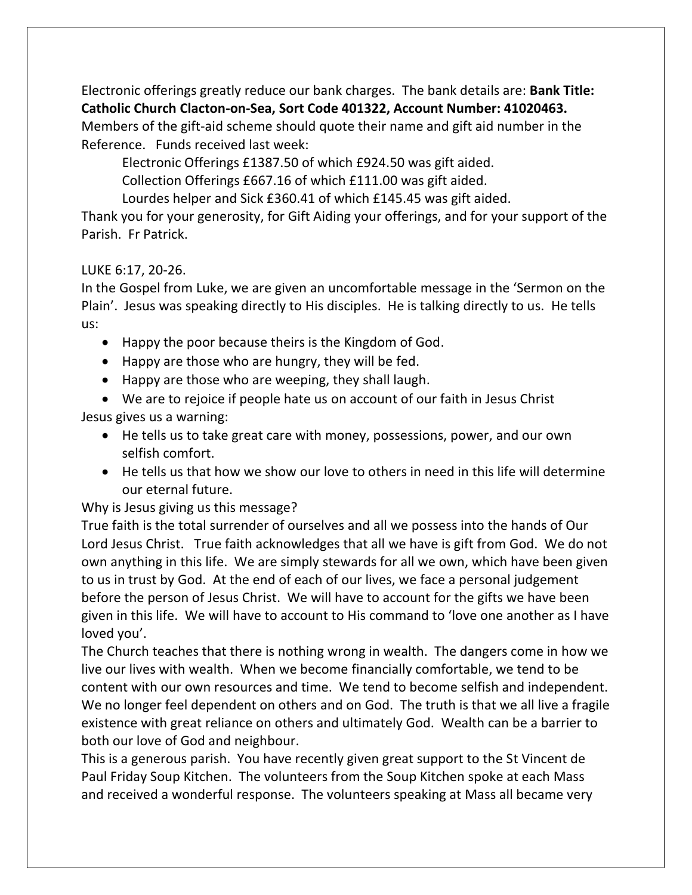Electronic offerings greatly reduce our bank charges. The bank details are: **Bank Title: Catholic Church Clacton-on-Sea, Sort Code 401322, Account Number: 41020463.** Members of the gift-aid scheme should quote their name and gift aid number in the Reference. Funds received last week:

Electronic Offerings £1387.50 of which £924.50 was gift aided.

Collection Offerings £667.16 of which £111.00 was gift aided.

Lourdes helper and Sick £360.41 of which £145.45 was gift aided.

Thank you for your generosity, for Gift Aiding your offerings, and for your support of the Parish. Fr Patrick.

LUKE 6:17, 20-26.

In the Gospel from Luke, we are given an uncomfortable message in the 'Sermon on the Plain'. Jesus was speaking directly to His disciples. He is talking directly to us. He tells us:

- Happy the poor because theirs is the Kingdom of God.
- Happy are those who are hungry, they will be fed.
- Happy are those who are weeping, they shall laugh.
- We are to rejoice if people hate us on account of our faith in Jesus Christ

Jesus gives us a warning:

- He tells us to take great care with money, possessions, power, and our own selfish comfort.
- He tells us that how we show our love to others in need in this life will determine our eternal future.

Why is Jesus giving us this message?

True faith is the total surrender of ourselves and all we possess into the hands of Our Lord Jesus Christ. True faith acknowledges that all we have is gift from God. We do not own anything in this life. We are simply stewards for all we own, which have been given to us in trust by God. At the end of each of our lives, we face a personal judgement before the person of Jesus Christ. We will have to account for the gifts we have been given in this life. We will have to account to His command to 'love one another as I have loved you'.

The Church teaches that there is nothing wrong in wealth. The dangers come in how we live our lives with wealth. When we become financially comfortable, we tend to be content with our own resources and time. We tend to become selfish and independent. We no longer feel dependent on others and on God. The truth is that we all live a fragile existence with great reliance on others and ultimately God. Wealth can be a barrier to both our love of God and neighbour.

This is a generous parish. You have recently given great support to the St Vincent de Paul Friday Soup Kitchen. The volunteers from the Soup Kitchen spoke at each Mass and received a wonderful response. The volunteers speaking at Mass all became very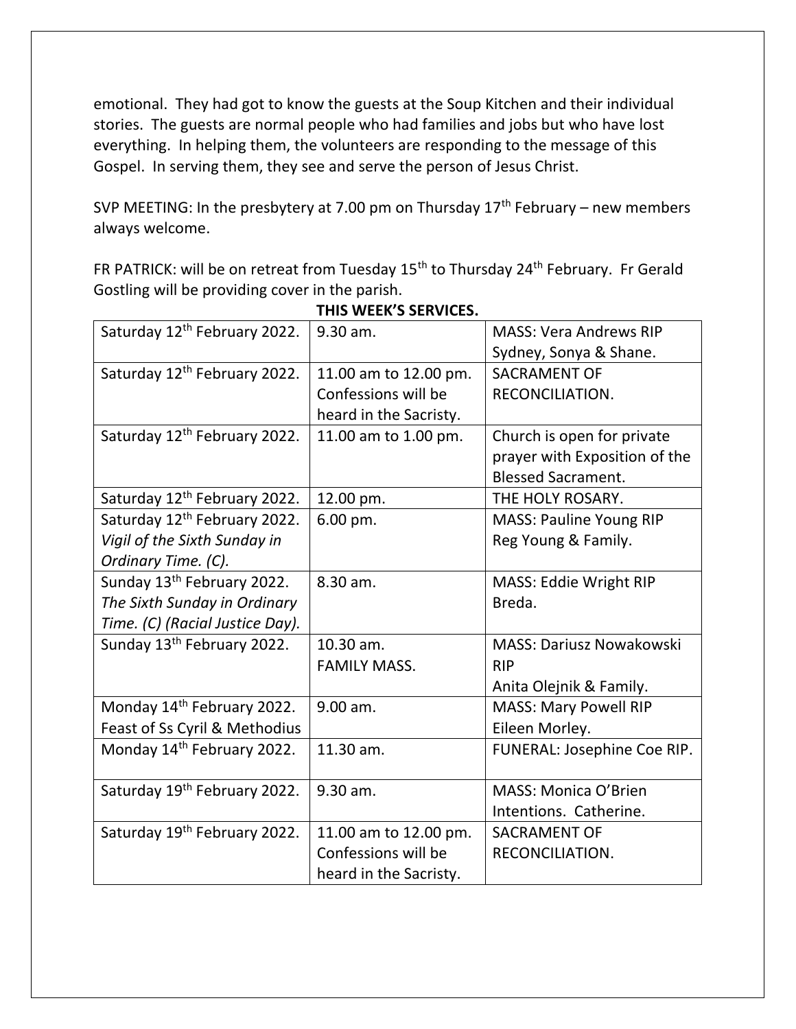emotional. They had got to know the guests at the Soup Kitchen and their individual stories. The guests are normal people who had families and jobs but who have lost everything. In helping them, the volunteers are responding to the message of this Gospel. In serving them, they see and serve the person of Jesus Christ.

SVP MEETING: In the presbytery at 7.00 pm on Thursday 17th February – new members always welcome.

FR PATRICK: will be on retreat from Tuesday 15th to Thursday 24th February. Fr Gerald Gostling will be providing cover in the parish.

**THIS WEEK'S SERVICES.**

| | | |
|---|---|---|
| Saturday 12th February 2022. | 9.30 am. | MASS: Vera Andrews RIP Sydney, Sonya & Shane. |
| Saturday 12th February 2022. | 11.00 am to 12.00 pm. Confessions will be heard in the Sacristy. | SACRAMENT OF RECONCILIATION. |
| Saturday 12th February 2022. | 11.00 am to 1.00 pm. | Church is open for private prayer with Exposition of the Blessed Sacrament. |
| Saturday 12th February 2022. | 12.00 pm. | THE HOLY ROSARY. |
| Saturday 12th February 2022. *Vigil of the Sixth Sunday in Ordinary Time. (C).* | 6.00 pm. | MASS: Pauline Young RIP Reg Young & Family. |
| Sunday 13th February 2022. *The Sixth Sunday in Ordinary Time. (C) (Racial Justice Day).* | 8.30 am. | MASS: Eddie Wright RIP Breda. |
| Sunday 13th February 2022. | 10.30 am. FAMILY MASS. | MASS: Dariusz Nowakowski RIP Anita Olejnik & Family. |
| Monday 14th February 2022. Feast of Ss Cyril & Methodius | 9.00 am. | MASS: Mary Powell RIP Eileen Morley. |
| Monday 14th February 2022. | 11.30 am. | FUNERAL: Josephine Coe RIP. |
| Saturday 19th February 2022. | 9.30 am. | MASS: Monica O'Brien Intentions. Catherine. |
| Saturday 19th February 2022. | 11.00 am to 12.00 pm. Confessions will be heard in the Sacristy. | SACRAMENT OF RECONCILIATION. |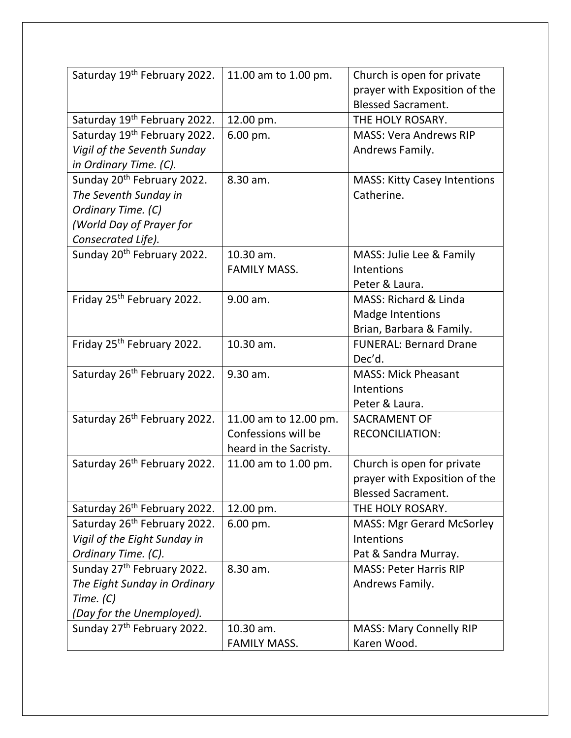| | | |
|---|---|---|
| Saturday 19th February 2022. | 11.00 am to 1.00 pm. | Church is open for private prayer with Exposition of the Blessed Sacrament. |
| Saturday 19th February 2022. | 12.00 pm. | THE HOLY ROSARY. |
| Saturday 19th February 2022. *Vigil of the Seventh Sunday in Ordinary Time. (C).* | 6.00 pm. | MASS: Vera Andrews RIP Andrews Family. |
| Sunday 20th February 2022. *The Seventh Sunday in Ordinary Time. (C) (World Day of Prayer for Consecrated Life).* | 8.30 am. | MASS: Kitty Casey Intentions Catherine. |
| Sunday 20th February 2022. | 10.30 am. FAMILY MASS. | MASS: Julie Lee & Family Intentions Peter & Laura. |
| Friday 25th February 2022. | 9.00 am. | MASS: Richard & Linda Madge Intentions Brian, Barbara & Family. |
| Friday 25th February 2022. | 10.30 am. | FUNERAL: Bernard Drane Dec'd. |
| Saturday 26th February 2022. | 9.30 am. | MASS: Mick Pheasant Intentions Peter & Laura. |
| Saturday 26th February 2022. | 11.00 am to 12.00 pm. Confessions will be heard in the Sacristy. | SACRAMENT OF RECONCILIATION: |
| Saturday 26th February 2022. | 11.00 am to 1.00 pm. | Church is open for private prayer with Exposition of the Blessed Sacrament. |
| Saturday 26th February 2022. | 12.00 pm. | THE HOLY ROSARY. |
| Saturday 26th February 2022. *Vigil of the Eight Sunday in Ordinary Time. (C).* | 6.00 pm. | MASS: Mgr Gerard McSorley Intentions Pat & Sandra Murray. |
| Sunday 27th February 2022. *The Eight Sunday in Ordinary Time. (C) (Day for the Unemployed).* | 8.30 am. | MASS: Peter Harris RIP Andrews Family. |
| Sunday 27th February 2022. | 10.30 am. FAMILY MASS. | MASS: Mary Connelly RIP Karen Wood. |